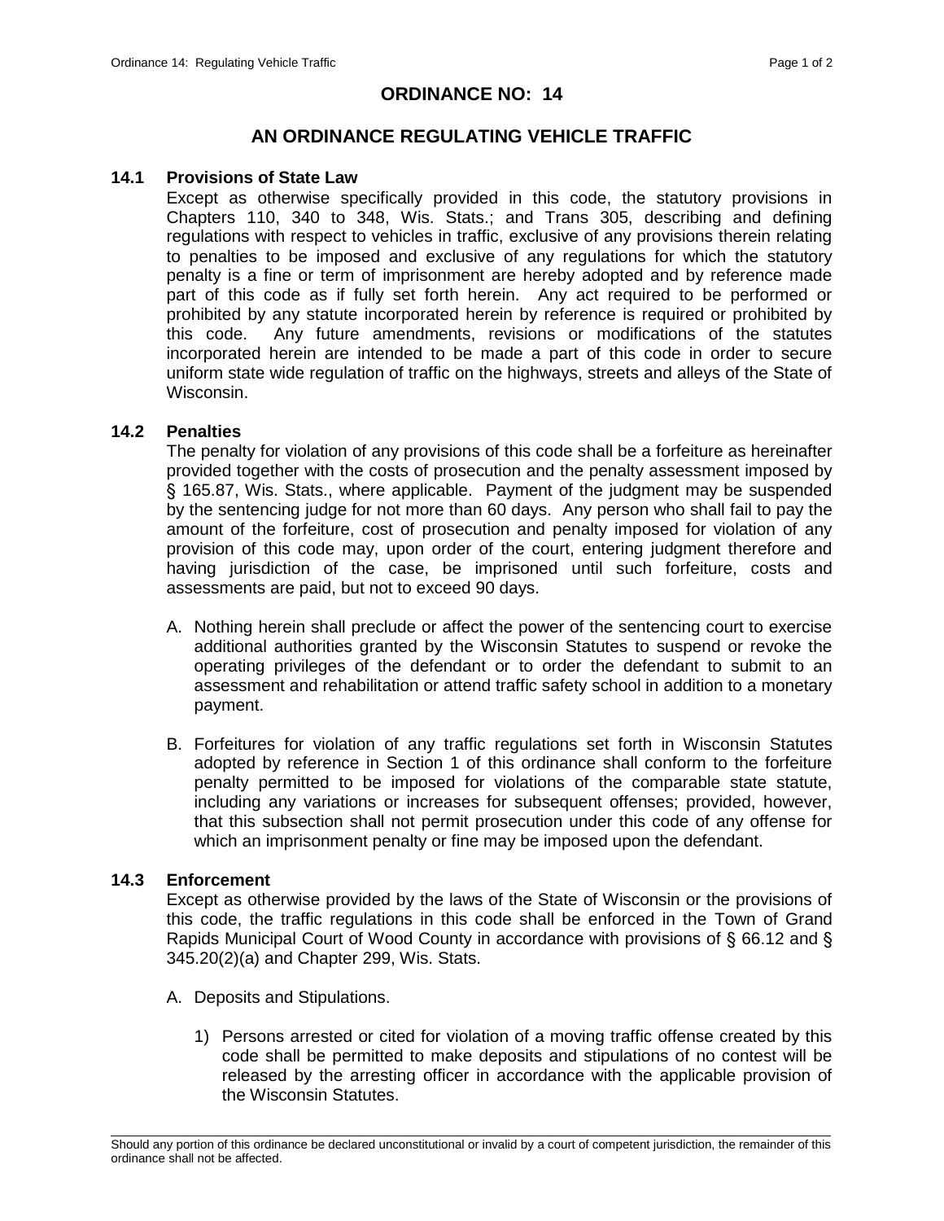# ORDINANCE NO: 14

## AN ORDINANCE REGULATING VEHICLE TRAFFIC

### 14.1 Provisions of State Law

Except as otherwise specifically provided in this code, the statutory provisions in Chapters 110, 340 to 348, Wis. Stats.; and Trans 305, describing and defining regulations with respect to vehicles in traffic, exclusive of any provisions therein relating to penalties to be imposed and exclusive of any regulations for which the statutory penalty is a fine or term of imprisonment are hereby adopted and by reference made part of this code as if fully set forth herein. Any act required to be performed or prohibited by any statute incorporated herein by reference is required or prohibited by this code. Any future amendments, revisions or modifications of the statutes incorporated herein are intended to be made a part of this code in order to secure uniform state wide regulation of traffic on the highways, streets and alleys of the State of Wisconsin.

### 14.2 Penalties

The penalty for violation of any provisions of this code shall be a forfeiture as hereinafter provided together with the costs of prosecution and the penalty assessment imposed by § 165.87, Wis. Stats., where applicable. Payment of the judgment may be suspended by the sentencing judge for not more than 60 days. Any person who shall fail to pay the amount of the forfeiture, cost of prosecution and penalty imposed for violation of any provision of this code may, upon order of the court, entering judgment therefore and having jurisdiction of the case, be imprisoned until such forfeiture, costs and assessments are paid, but not to exceed 90 days.

A. Nothing herein shall preclude or affect the power of the sentencing court to exercise additional authorities granted by the Wisconsin Statutes to suspend or revoke the operating privileges of the defendant or to order the defendant to submit to an assessment and rehabilitation or attend traffic safety school in addition to a monetary payment.

B. Forfeitures for violation of any traffic regulations set forth in Wisconsin Statutes adopted by reference in Section 1 of this ordinance shall conform to the forfeiture penalty permitted to be imposed for violations of the comparable state statute, including any variations or increases for subsequent offenses; provided, however, that this subsection shall not permit prosecution under this code of any offense for which an imprisonment penalty or fine may be imposed upon the defendant.

### 14.3 Enforcement

Except as otherwise provided by the laws of the State of Wisconsin or the provisions of this code, the traffic regulations in this code shall be enforced in the Town of Grand Rapids Municipal Court of Wood County in accordance with provisions of § 66.12 and § 345.20(2)(a) and Chapter 299, Wis. Stats.

A. Deposits and Stipulations.

1) Persons arrested or cited for violation of a moving traffic offense created by this code shall be permitted to make deposits and stipulations of no contest will be released by the arresting officer in accordance with the applicable provision of the Wisconsin Statutes.

Should any portion of this ordinance be declared unconstitutional or invalid by a court of competent jurisdiction, the remainder of this ordinance shall not be affected.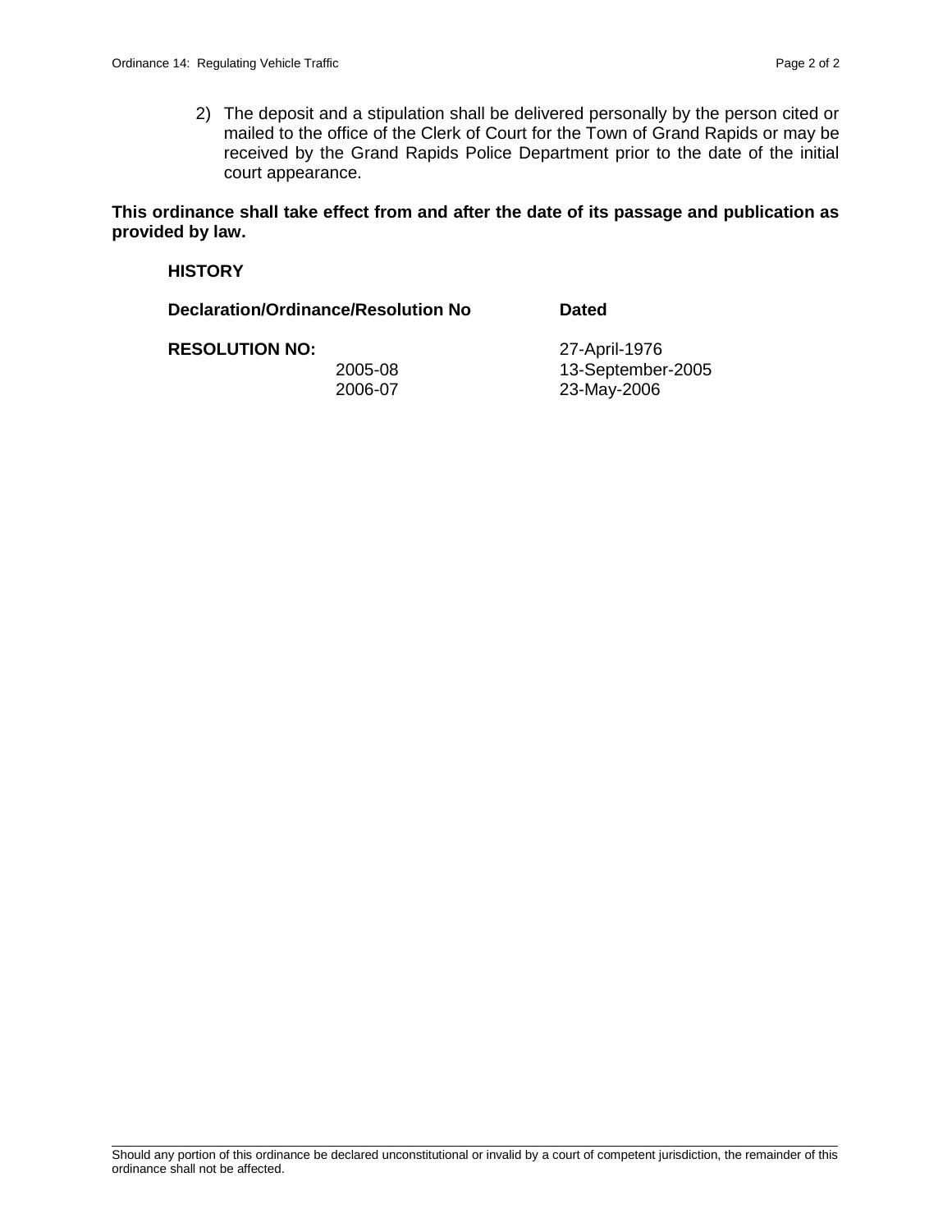2) The deposit and a stipulation shall be delivered personally by the person cited or mailed to the office of the Clerk of Court for the Town of Grand Rapids or may be received by the Grand Rapids Police Department prior to the date of the initial court appearance.

**This ordinance shall take effect from and after the date of its passage and publication as provided by law.**

**HISTORY**

| Declaration/Ordinance/Resolution No | | Dated |
|---|---|---|
| **RESOLUTION NO:** | | 27-April-1976 |
| | 2005-08 | 13-September-2005 |
| | 2006-07 | 23-May-2006 |

Should any portion of this ordinance be declared unconstitutional or invalid by a court of competent jurisdiction, the remainder of this ordinance shall not be affected.